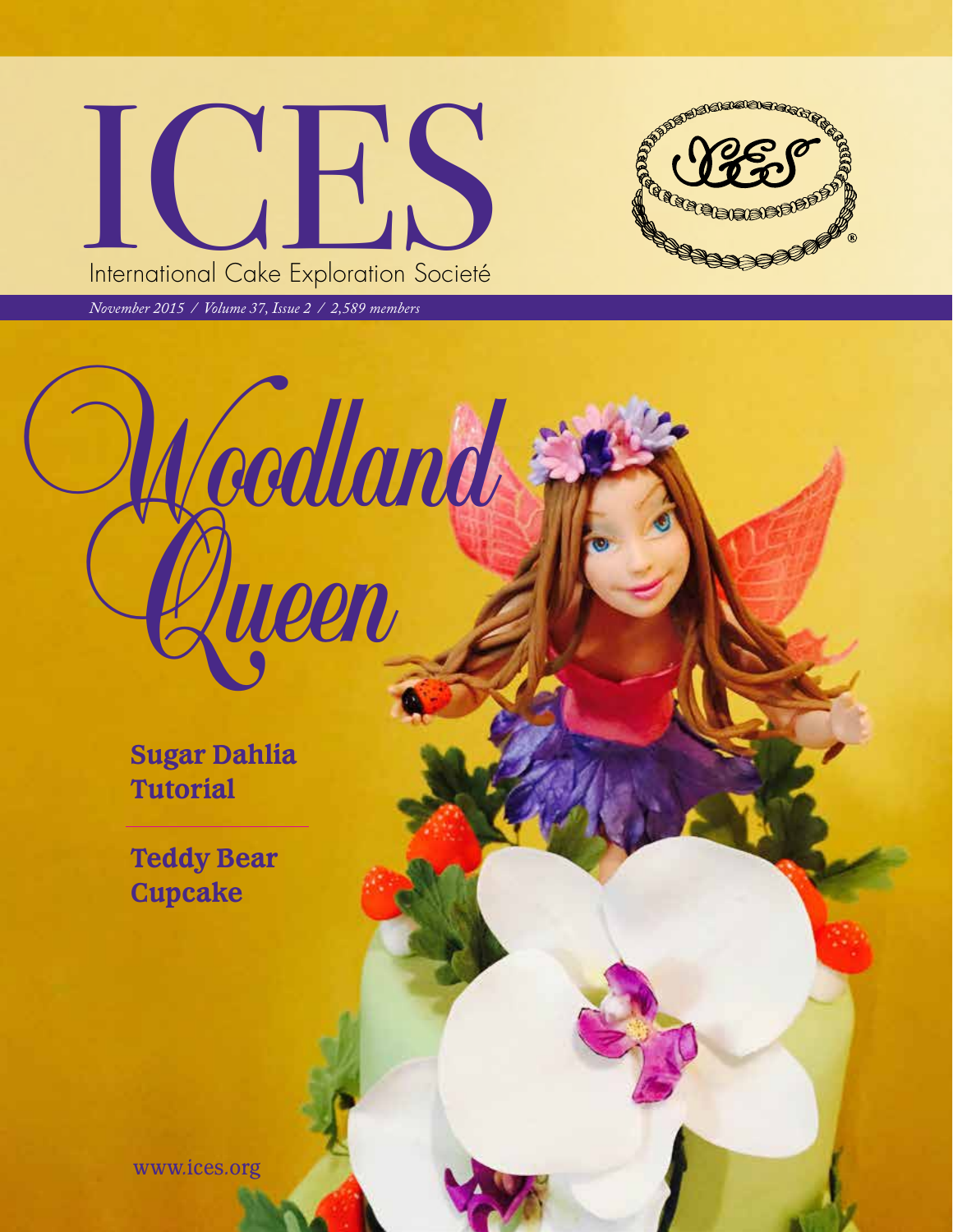# ICES

International Cake Exploration Societé

*November 2015 / Volume 37, Issue 2 / 2,589 members*

# Woodland Queen

**Sugar Dahlia Tutorial**

**Teddy Bear Cupcake**

www.ices.org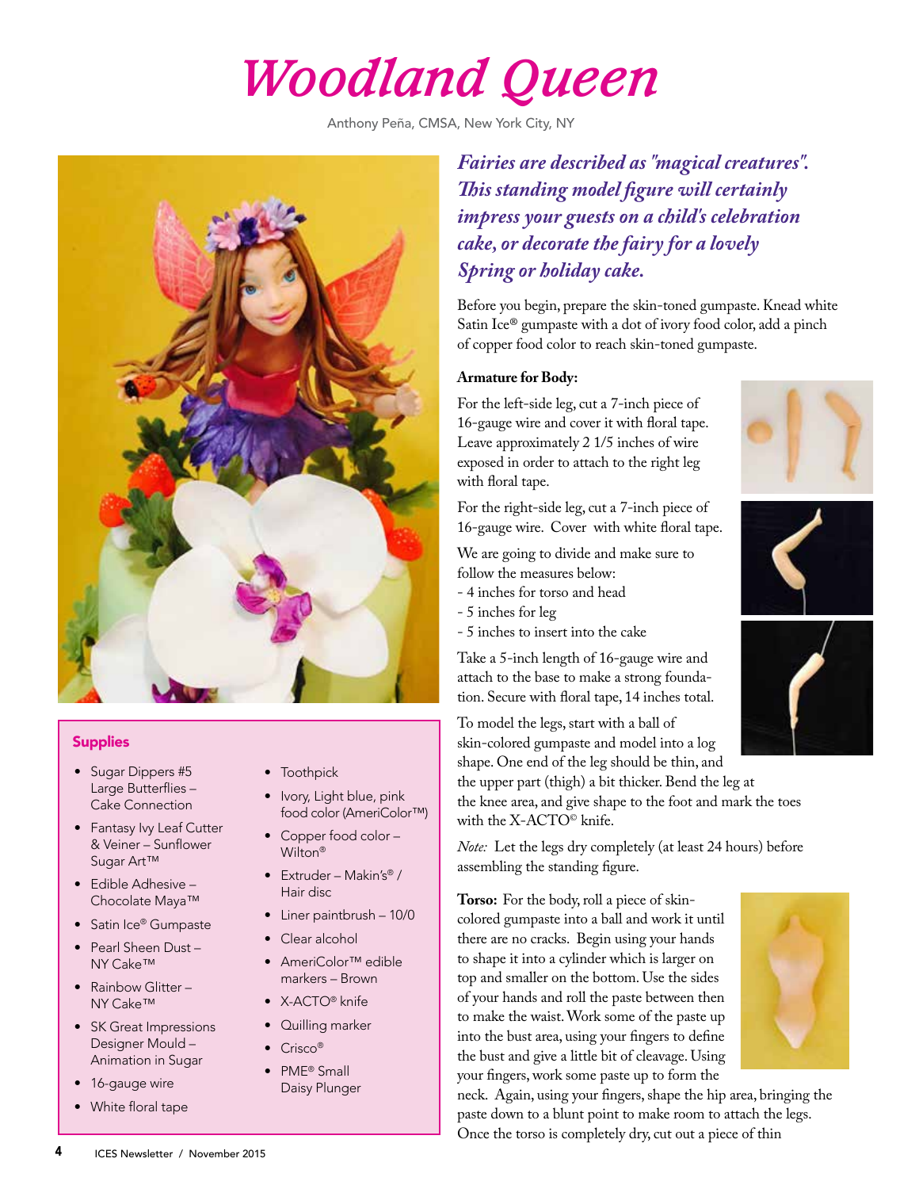# Woodland Queen

Anthony Peña, CMSA, New York City, NY

***Fairies are described as "magical creatures". This standing model figure will certainly impress your guests on a child's celebration cake, or decorate the fairy for a lovely Spring or holiday cake.***

Before you begin, prepare the skin-toned gumpaste. Knead white Satin Ice® gumpaste with a dot of ivory food color, add a pinch of copper food color to reach skin-toned gumpaste.

**Armature for Body:**

For the left-side leg, cut a 7-inch piece of 16-gauge wire and cover it with floral tape. Leave approximately 2 1/5 inches of wire exposed in order to attach to the right leg with floral tape.

For the right-side leg, cut a 7-inch piece of 16-gauge wire. Cover with white floral tape.

We are going to divide and make sure to follow the measures below:
- 4 inches for torso and head
- 5 inches for leg
- 5 inches to insert into the cake

Take a 5-inch length of 16-gauge wire and attach to the base to make a strong foundation. Secure with floral tape, 14 inches total.

To model the legs, start with a ball of skin-colored gumpaste and model into a log shape. One end of the leg should be thin, and the upper part (thigh) a bit thicker. Bend the leg at the knee area, and give shape to the foot and mark the toes with the X-ACTO© knife.

*Note:* Let the legs dry completely (at least 24 hours) before assembling the standing figure.

**Torso:** For the body, roll a piece of skin-colored gumpaste into a ball and work it until there are no cracks. Begin using your hands to shape it into a cylinder which is larger on top and smaller on the bottom. Use the sides of your hands and roll the paste between then to make the waist. Work some of the paste up into the bust area, using your fingers to define the bust and give a little bit of cleavage. Using your fingers, work some paste up to form the neck. Again, using your fingers, shape the hip area, bringing the paste down to a blunt point to make room to attach the legs. Once the torso is completely dry, cut out a piece of thin

## Supplies

- Sugar Dippers #5 Large Butterflies – Cake Connection
- Fantasy Ivy Leaf Cutter & Veiner – Sunflower Sugar Art™
- Edible Adhesive – Chocolate Maya™
- Satin Ice® Gumpaste
- Pearl Sheen Dust – NY Cake™
- Rainbow Glitter – NY Cake™
- SK Great Impressions Designer Mould – Animation in Sugar
- 16-gauge wire
- White floral tape
- Toothpick
- Ivory, Light blue, pink food color (AmeriColor™)
- Copper food color – Wilton®
- Extruder – Makin's® / Hair disc
- Liner paintbrush – 10/0
- Clear alcohol
- AmeriColor™ edible markers – Brown
- X-ACTO® knife
- Quilling marker
- Crisco®
- PME® Small Daisy Plunger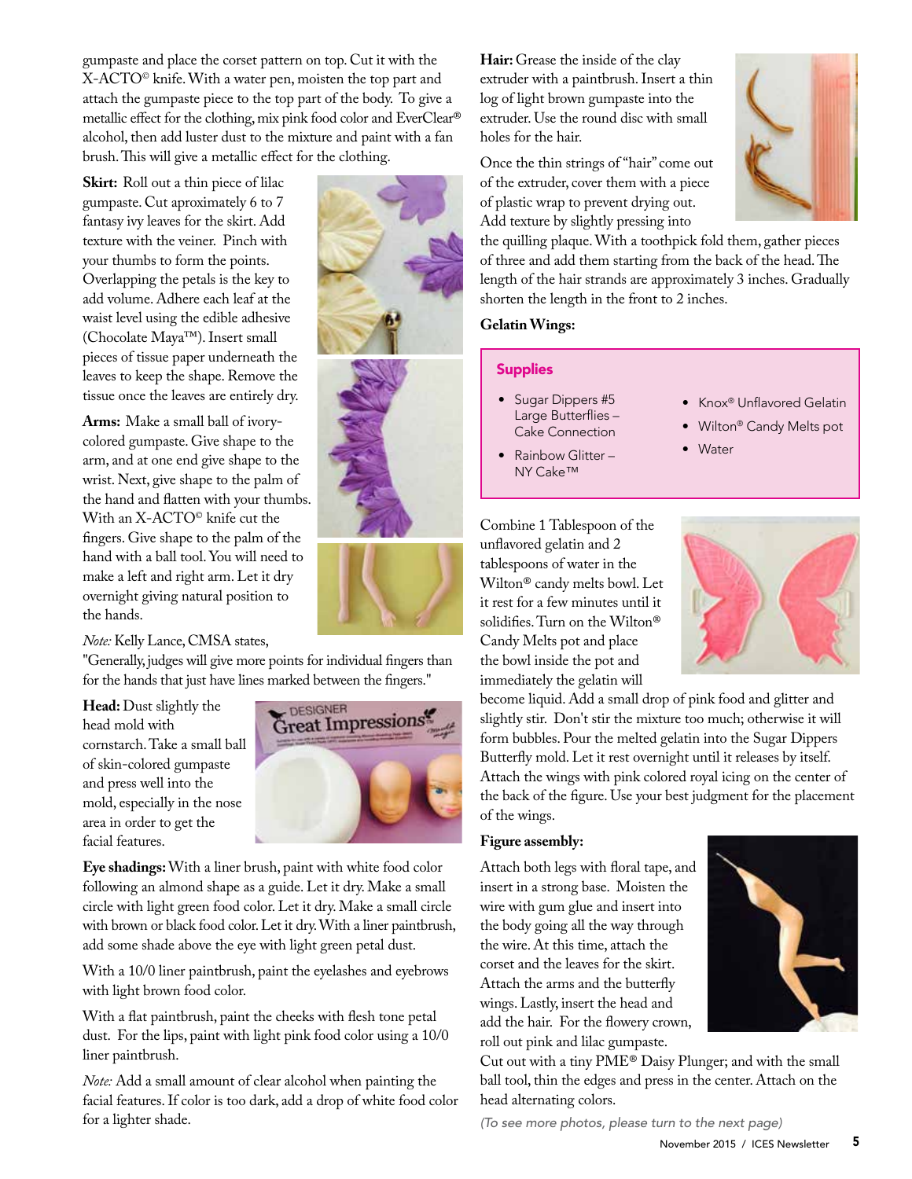gumpaste and place the corset pattern on top. Cut it with the X-ACTO© knife. With a water pen, moisten the top part and attach the gumpaste piece to the top part of the body. To give a metallic effect for the clothing, mix pink food color and EverClear® alcohol, then add luster dust to the mixture and paint with a fan brush. This will give a metallic effect for the clothing.

**Skirt:** Roll out a thin piece of lilac gumpaste. Cut aproximately 6 to 7 fantasy ivy leaves for the skirt. Add texture with the veiner. Pinch with your thumbs to form the points. Overlapping the petals is the key to add volume. Adhere each leaf at the waist level using the edible adhesive (Chocolate Maya™). Insert small pieces of tissue paper underneath the leaves to keep the shape. Remove the tissue once the leaves are entirely dry.

**Arms:** Make a small ball of ivory-colored gumpaste. Give shape to the arm, and at one end give shape to the wrist. Next, give shape to the palm of the hand and flatten with your thumbs. With an X-ACTO© knife cut the fingers. Give shape to the palm of the hand with a ball tool. You will need to make a left and right arm. Let it dry overnight giving natural position to the hands.

*Note:* Kelly Lance, CMSA states, "Generally, judges will give more points for individual fingers than for the hands that just have lines marked between the fingers."

**Head:** Dust slightly the head mold with cornstarch. Take a small ball of skin-colored gumpaste and press well into the mold, especially in the nose area in order to get the facial features.

**Eye shadings:** With a liner brush, paint with white food color following an almond shape as a guide. Let it dry. Make a small circle with light green food color. Let it dry. Make a small circle with brown or black food color. Let it dry. With a liner paintbrush, add some shade above the eye with light green petal dust.

With a 10/0 liner paintbrush, paint the eyelashes and eyebrows with light brown food color.

With a flat paintbrush, paint the cheeks with flesh tone petal dust. For the lips, paint with light pink food color using a 10/0 liner paintbrush.

*Note:* Add a small amount of clear alcohol when painting the facial features. If color is too dark, add a drop of white food color for a lighter shade.

**Hair:** Grease the inside of the clay extruder with a paintbrush. Insert a thin log of light brown gumpaste into the extruder. Use the round disc with small holes for the hair.

Once the thin strings of "hair" come out of the extruder, cover them with a piece of plastic wrap to prevent drying out. Add texture by slightly pressing into the quilling plaque. With a toothpick fold them, gather pieces of three and add them starting from the back of the head. The length of the hair strands are approximately 3 inches. Gradually shorten the length in the front to 2 inches.

**Gelatin Wings:**

**Supplies**

- Sugar Dippers #5 Large Butterflies – Cake Connection
- Rainbow Glitter – NY Cake™
- Knox® Unflavored Gelatin
- Wilton® Candy Melts pot
- Water

Combine 1 Tablespoon of the unflavored gelatin and 2 tablespoons of water in the Wilton® candy melts bowl. Let it rest for a few minutes until it solidifies. Turn on the Wilton® Candy Melts pot and place the bowl inside the pot and immediately the gelatin will become liquid. Add a small drop of pink food and glitter and slightly stir. Don't stir the mixture too much; otherwise it will form bubbles. Pour the melted gelatin into the Sugar Dippers Butterfly mold. Let it rest overnight until it releases by itself. Attach the wings with pink colored royal icing on the center of the back of the figure. Use your best judgment for the placement of the wings.

**Figure assembly:**

Attach both legs with floral tape, and insert in a strong base. Moisten the wire with gum glue and insert into the body going all the way through the wire. At this time, attach the corset and the leaves for the skirt. Attach the arms and the butterfly wings. Lastly, insert the head and add the hair. For the flowery crown, roll out pink and lilac gumpaste. Cut out with a tiny PME® Daisy Plunger; and with the small ball tool, thin the edges and press in the center. Attach on the head alternating colors.

*(To see more photos, please turn to the next page)*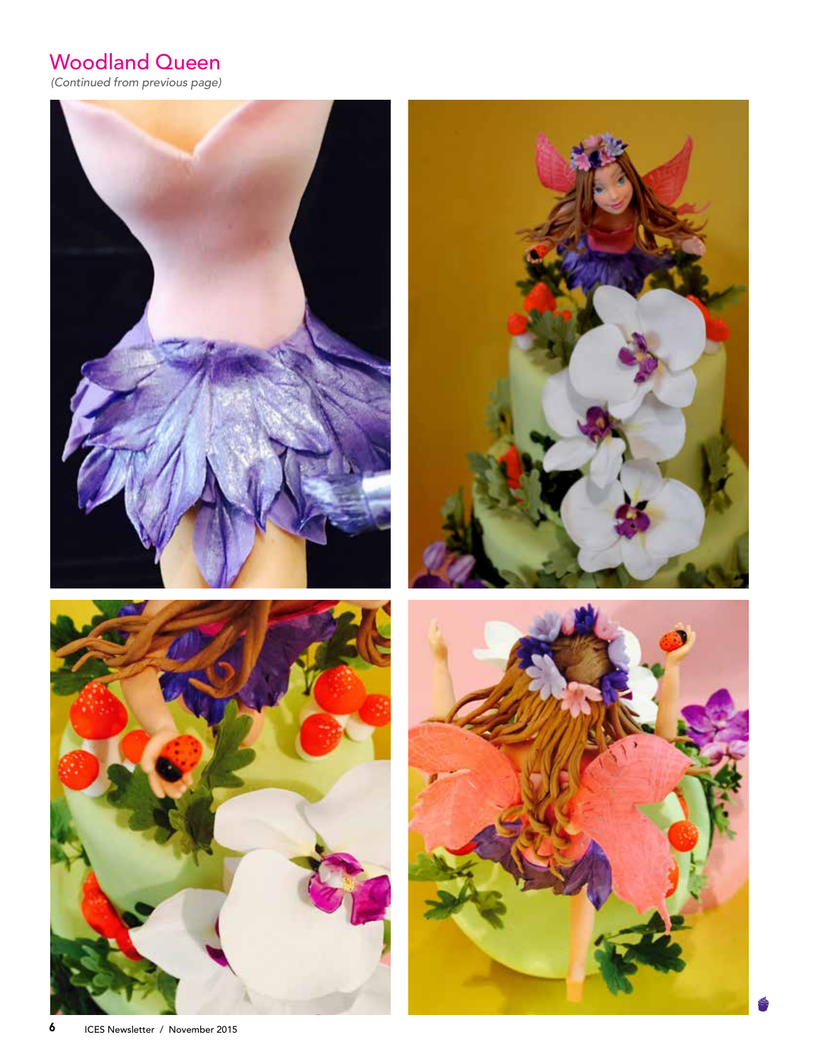# Woodland Queen

*(Continued from previous page)*